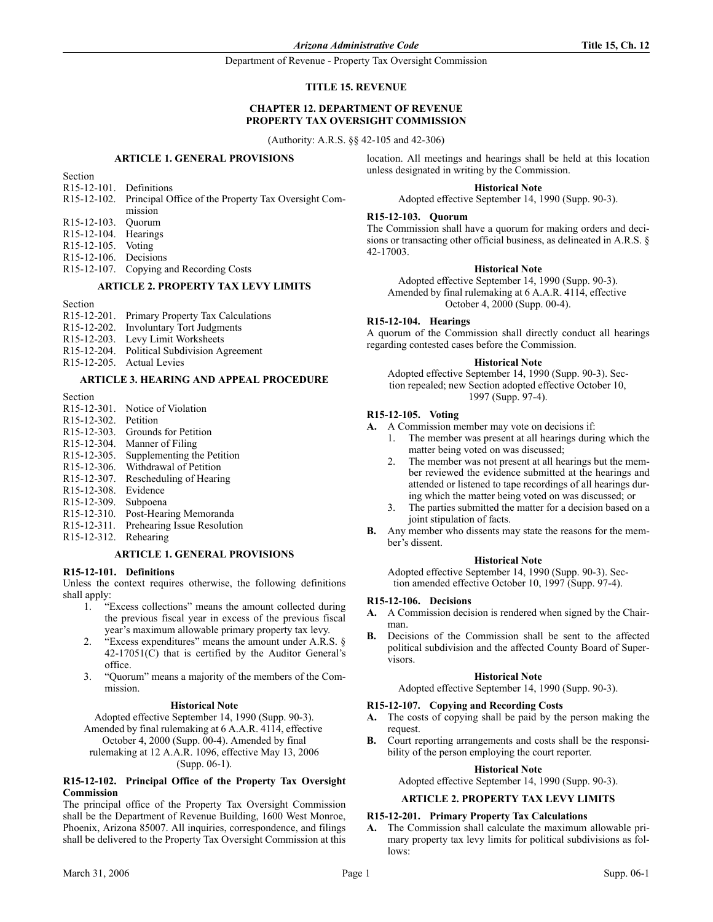# TITLE 15. REVENUE

## CHAPTER 12. DEPARTMENT OF REVENUE PROPERTY TAX OVERSIGHT COMMISSION

(Authority: A.R.S. §§ 42-105 and 42-306)

### ARTICLE 1. GENERAL PROVISIONS

Section
R15-12-101. Definitions
R15-12-102. Principal Office of the Property Tax Oversight Commission
R15-12-103. Quorum
R15-12-104. Hearings
R15-12-105. Voting
R15-12-106. Decisions
R15-12-107. Copying and Recording Costs

### ARTICLE 2. PROPERTY TAX LEVY LIMITS

Section
R15-12-201. Primary Property Tax Calculations
R15-12-202. Involuntary Tort Judgments
R15-12-203. Levy Limit Worksheets
R15-12-204. Political Subdivision Agreement
R15-12-205. Actual Levies

### ARTICLE 3. HEARING AND APPEAL PROCEDURE

Section
R15-12-301. Notice of Violation
R15-12-302. Petition
R15-12-303. Grounds for Petition
R15-12-304. Manner of Filing
R15-12-305. Supplementing the Petition
R15-12-306. Withdrawal of Petition
R15-12-307. Rescheduling of Hearing
R15-12-308. Evidence
R15-12-309. Subpoena
R15-12-310. Post-Hearing Memoranda
R15-12-311. Prehearing Issue Resolution
R15-12-312. Rehearing

### ARTICLE 1. GENERAL PROVISIONS

#### R15-12-101. Definitions

Unless the context requires otherwise, the following definitions shall apply:

1. "Excess collections" means the amount collected during the previous fiscal year in excess of the previous fiscal year's maximum allowable primary property tax levy.
2. "Excess expenditures" means the amount under A.R.S. § 42-17051(C) that is certified by the Auditor General's office.
3. "Quorum" means a majority of the members of the Commission.

**Historical Note**

Adopted effective September 14, 1990 (Supp. 90-3). Amended by final rulemaking at 6 A.A.R. 4114, effective October 4, 2000 (Supp. 00-4). Amended by final rulemaking at 12 A.A.R. 1096, effective May 13, 2006 (Supp. 06-1).

#### R15-12-102. Principal Office of the Property Tax Oversight Commission

The principal office of the Property Tax Oversight Commission shall be the Department of Revenue Building, 1600 West Monroe, Phoenix, Arizona 85007. All inquiries, correspondence, and filings shall be delivered to the Property Tax Oversight Commission at this location. All meetings and hearings shall be held at this location unless designated in writing by the Commission.

**Historical Note**

Adopted effective September 14, 1990 (Supp. 90-3).

#### R15-12-103. Quorum

The Commission shall have a quorum for making orders and decisions or transacting other official business, as delineated in A.R.S. § 42-17003.

**Historical Note**

Adopted effective September 14, 1990 (Supp. 90-3). Amended by final rulemaking at 6 A.A.R. 4114, effective October 4, 2000 (Supp. 00-4).

#### R15-12-104. Hearings

A quorum of the Commission shall directly conduct all hearings regarding contested cases before the Commission.

**Historical Note**

Adopted effective September 14, 1990 (Supp. 90-3). Section repealed; new Section adopted effective October 10, 1997 (Supp. 97-4).

#### R15-12-105. Voting

**A.** A Commission member may vote on decisions if:
   1. The member was present at all hearings during which the matter being voted on was discussed;
   2. The member was not present at all hearings but the member reviewed the evidence submitted at the hearings and attended or listened to tape recordings of all hearings during which the matter being voted on was discussed; or
   3. The parties submitted the matter for a decision based on a joint stipulation of facts.

**B.** Any member who dissents may state the reasons for the member's dissent.

**Historical Note**

Adopted effective September 14, 1990 (Supp. 90-3). Section amended effective October 10, 1997 (Supp. 97-4).

#### R15-12-106. Decisions

**A.** A Commission decision is rendered when signed by the Chairman.

**B.** Decisions of the Commission shall be sent to the affected political subdivision and the affected County Board of Supervisors.

**Historical Note**

Adopted effective September 14, 1990 (Supp. 90-3).

#### R15-12-107. Copying and Recording Costs

**A.** The costs of copying shall be paid by the person making the request.

**B.** Court reporting arrangements and costs shall be the responsibility of the person employing the court reporter.

**Historical Note**

Adopted effective September 14, 1990 (Supp. 90-3).

### ARTICLE 2. PROPERTY TAX LEVY LIMITS

#### R15-12-201. Primary Property Tax Calculations

**A.** The Commission shall calculate the maximum allowable primary property tax levy limits for political subdivisions as follows: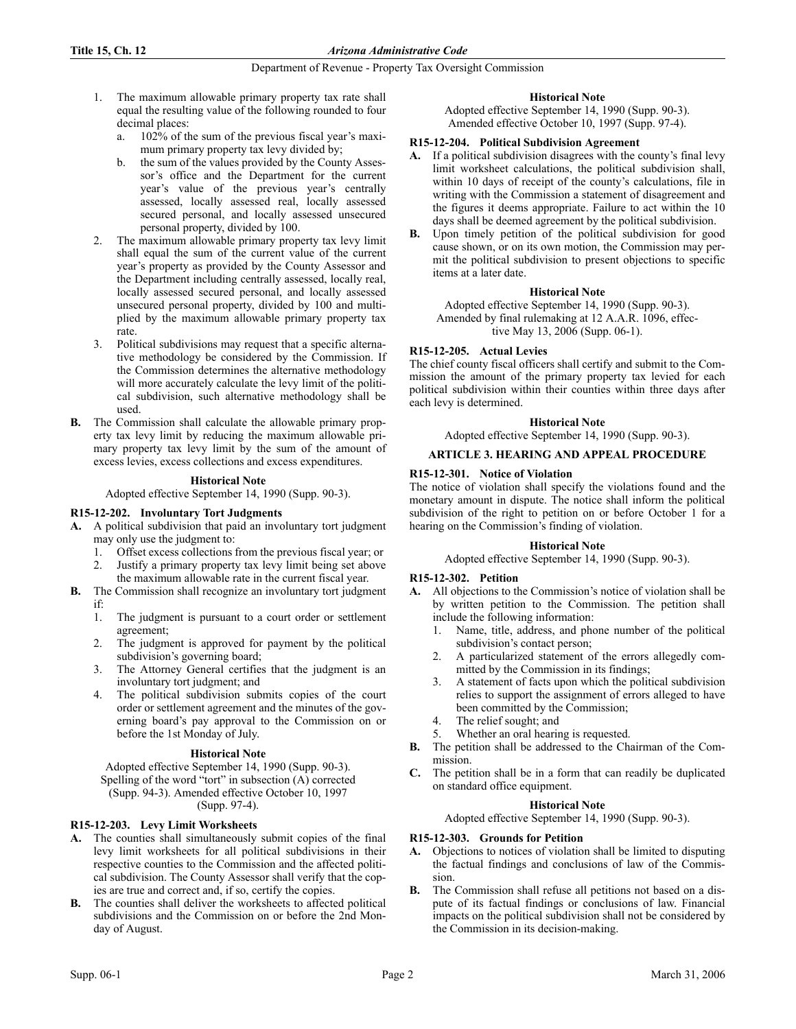1. The maximum allowable primary property tax rate shall equal the resulting value of the following rounded to four decimal places:
   a. 102% of the sum of the previous fiscal year's maximum primary property tax levy divided by;
   b. the sum of the values provided by the County Assessor's office and the Department for the current year's value of the previous year's centrally assessed, locally assessed real, locally assessed secured personal, and locally assessed unsecured personal property, divided by 100.
2. The maximum allowable primary property tax levy limit shall equal the sum of the current value of the current year's property as provided by the County Assessor and the Department including centrally assessed, locally real, locally assessed secured personal, and locally assessed unsecured personal property, divided by 100 and multiplied by the maximum allowable primary property tax rate.
3. Political subdivisions may request that a specific alternative methodology be considered by the Commission. If the Commission determines the alternative methodology will more accurately calculate the levy limit of the political subdivision, such alternative methodology shall be used.

**B.** The Commission shall calculate the allowable primary property tax levy limit by reducing the maximum allowable primary property tax levy limit by the sum of the amount of excess levies, excess collections and excess expenditures.

**Historical Note**

Adopted effective September 14, 1990 (Supp. 90-3).

### R15-12-202. Involuntary Tort Judgments

**A.** A political subdivision that paid an involuntary tort judgment may only use the judgment to:
1. Offset excess collections from the previous fiscal year; or
2. Justify a primary property tax levy limit being set above the maximum allowable rate in the current fiscal year.

**B.** The Commission shall recognize an involuntary tort judgment if:
1. The judgment is pursuant to a court order or settlement agreement;
2. The judgment is approved for payment by the political subdivision's governing board;
3. The Attorney General certifies that the judgment is an involuntary tort judgment; and
4. The political subdivision submits copies of the court order or settlement agreement and the minutes of the governing board's pay approval to the Commission on or before the 1st Monday of July.

**Historical Note**

Adopted effective September 14, 1990 (Supp. 90-3). Spelling of the word "tort" in subsection (A) corrected (Supp. 94-3). Amended effective October 10, 1997 (Supp. 97-4).

### R15-12-203. Levy Limit Worksheets

**A.** The counties shall simultaneously submit copies of the final levy limit worksheets for all political subdivisions in their respective counties to the Commission and the affected political subdivision. The County Assessor shall verify that the copies are true and correct and, if so, certify the copies.

**B.** The counties shall deliver the worksheets to affected political subdivisions and the Commission on or before the 2nd Monday of August.

**Historical Note**

Adopted effective September 14, 1990 (Supp. 90-3). Amended effective October 10, 1997 (Supp. 97-4).

### R15-12-204. Political Subdivision Agreement

**A.** If a political subdivision disagrees with the county's final levy limit worksheet calculations, the political subdivision shall, within 10 days of receipt of the county's calculations, file in writing with the Commission a statement of disagreement and the figures it deems appropriate. Failure to act within the 10 days shall be deemed agreement by the political subdivision.

**B.** Upon timely petition of the political subdivision for good cause shown, or on its own motion, the Commission may permit the political subdivision to present objections to specific items at a later date.

**Historical Note**

Adopted effective September 14, 1990 (Supp. 90-3). Amended by final rulemaking at 12 A.A.R. 1096, effective May 13, 2006 (Supp. 06-1).

### R15-12-205. Actual Levies

The chief county fiscal officers shall certify and submit to the Commission the amount of the primary property tax levied for each political subdivision within their counties within three days after each levy is determined.

**Historical Note**

Adopted effective September 14, 1990 (Supp. 90-3).

## ARTICLE 3. HEARING AND APPEAL PROCEDURE

### R15-12-301. Notice of Violation

The notice of violation shall specify the violations found and the monetary amount in dispute. The notice shall inform the political subdivision of the right to petition on or before October 1 for a hearing on the Commission's finding of violation.

**Historical Note**

Adopted effective September 14, 1990 (Supp. 90-3).

### R15-12-302. Petition

**A.** All objections to the Commission's notice of violation shall be by written petition to the Commission. The petition shall include the following information:
1. Name, title, address, and phone number of the political subdivision's contact person;
2. A particularized statement of the errors allegedly committed by the Commission in its findings;
3. A statement of facts upon which the political subdivision relies to support the assignment of errors alleged to have been committed by the Commission;
4. The relief sought; and
5. Whether an oral hearing is requested.

**B.** The petition shall be addressed to the Chairman of the Commission.

**C.** The petition shall be in a form that can readily be duplicated on standard office equipment.

**Historical Note**

Adopted effective September 14, 1990 (Supp. 90-3).

### R15-12-303. Grounds for Petition

**A.** Objections to notices of violation shall be limited to disputing the factual findings and conclusions of law of the Commission.

**B.** The Commission shall refuse all petitions not based on a dispute of its factual findings or conclusions of law. Financial impacts on the political subdivision shall not be considered by the Commission in its decision-making.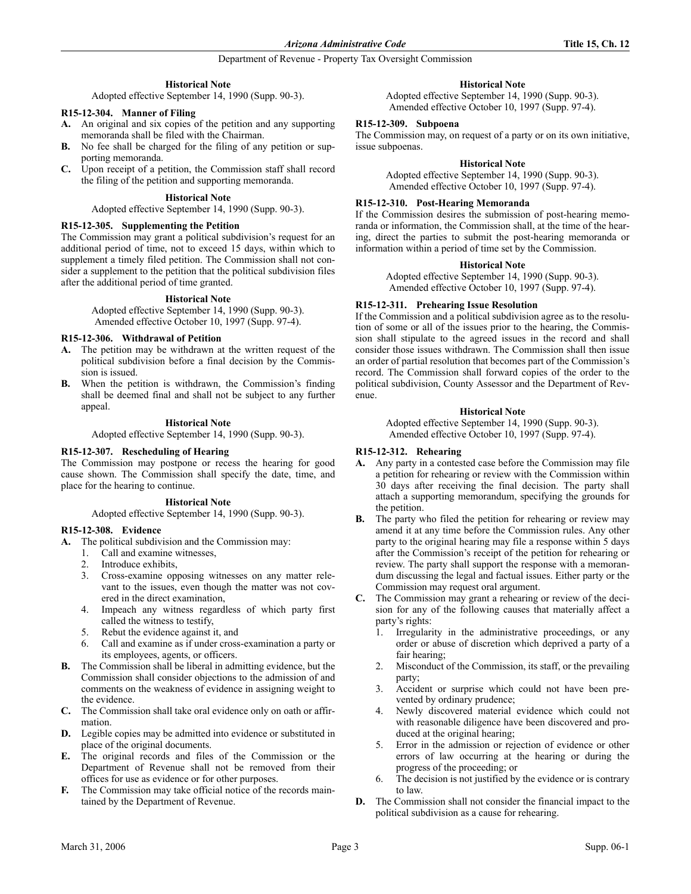### Historical Note

Adopted effective September 14, 1990 (Supp. 90-3).

### R15-12-304. Manner of Filing

**A.** An original and six copies of the petition and any supporting memoranda shall be filed with the Chairman.

**B.** No fee shall be charged for the filing of any petition or supporting memoranda.

**C.** Upon receipt of a petition, the Commission staff shall record the filing of the petition and supporting memoranda.

### Historical Note

Adopted effective September 14, 1990 (Supp. 90-3).

### R15-12-305. Supplementing the Petition

The Commission may grant a political subdivision's request for an additional period of time, not to exceed 15 days, within which to supplement a timely filed petition. The Commission shall not consider a supplement to the petition that the political subdivision files after the additional period of time granted.

### Historical Note

Adopted effective September 14, 1990 (Supp. 90-3). Amended effective October 10, 1997 (Supp. 97-4).

### R15-12-306. Withdrawal of Petition

**A.** The petition may be withdrawn at the written request of the political subdivision before a final decision by the Commission is issued.

**B.** When the petition is withdrawn, the Commission's finding shall be deemed final and shall not be subject to any further appeal.

### Historical Note

Adopted effective September 14, 1990 (Supp. 90-3).

### R15-12-307. Rescheduling of Hearing

The Commission may postpone or recess the hearing for good cause shown. The Commission shall specify the date, time, and place for the hearing to continue.

### Historical Note

Adopted effective September 14, 1990 (Supp. 90-3).

### R15-12-308. Evidence

**A.** The political subdivision and the Commission may:

1. Call and examine witnesses,
2. Introduce exhibits,
3. Cross-examine opposing witnesses on any matter relevant to the issues, even though the matter was not covered in the direct examination,
4. Impeach any witness regardless of which party first called the witness to testify,
5. Rebut the evidence against it, and
6. Call and examine as if under cross-examination a party or its employees, agents, or officers.

**B.** The Commission shall be liberal in admitting evidence, but the Commission shall consider objections to the admission of and comments on the weakness of evidence in assigning weight to the evidence.

**C.** The Commission shall take oral evidence only on oath or affirmation.

**D.** Legible copies may be admitted into evidence or substituted in place of the original documents.

**E.** The original records and files of the Commission or the Department of Revenue shall not be removed from their offices for use as evidence or for other purposes.

**F.** The Commission may take official notice of the records maintained by the Department of Revenue.

### Historical Note

Adopted effective September 14, 1990 (Supp. 90-3). Amended effective October 10, 1997 (Supp. 97-4).

### R15-12-309. Subpoena

The Commission may, on request of a party or on its own initiative, issue subpoenas.

### Historical Note

Adopted effective September 14, 1990 (Supp. 90-3). Amended effective October 10, 1997 (Supp. 97-4).

### R15-12-310. Post-Hearing Memoranda

If the Commission desires the submission of post-hearing memoranda or information, the Commission shall, at the time of the hearing, direct the parties to submit the post-hearing memoranda or information within a period of time set by the Commission.

### Historical Note

Adopted effective September 14, 1990 (Supp. 90-3). Amended effective October 10, 1997 (Supp. 97-4).

### R15-12-311. Prehearing Issue Resolution

If the Commission and a political subdivision agree as to the resolution of some or all of the issues prior to the hearing, the Commission shall stipulate to the agreed issues in the record and shall consider those issues withdrawn. The Commission shall then issue an order of partial resolution that becomes part of the Commission's record. The Commission shall forward copies of the order to the political subdivision, County Assessor and the Department of Revenue.

### Historical Note

Adopted effective September 14, 1990 (Supp. 90-3). Amended effective October 10, 1997 (Supp. 97-4).

### R15-12-312. Rehearing

**A.** Any party in a contested case before the Commission may file a petition for rehearing or review with the Commission within 30 days after receiving the final decision. The party shall attach a supporting memorandum, specifying the grounds for the petition.

**B.** The party who filed the petition for rehearing or review may amend it at any time before the Commission rules. Any other party to the original hearing may file a response within 5 days after the Commission's receipt of the petition for rehearing or review. The party shall support the response with a memorandum discussing the legal and factual issues. Either party or the Commission may request oral argument.

**C.** The Commission may grant a rehearing or review of the decision for any of the following causes that materially affect a party's rights:

1. Irregularity in the administrative proceedings, or any order or abuse of discretion which deprived a party of a fair hearing;
2. Misconduct of the Commission, its staff, or the prevailing party;
3. Accident or surprise which could not have been prevented by ordinary prudence;
4. Newly discovered material evidence which could not with reasonable diligence have been discovered and produced at the original hearing;
5. Error in the admission or rejection of evidence or other errors of law occurring at the hearing or during the progress of the proceeding; or
6. The decision is not justified by the evidence or is contrary to law.

**D.** The Commission shall not consider the financial impact to the political subdivision as a cause for rehearing.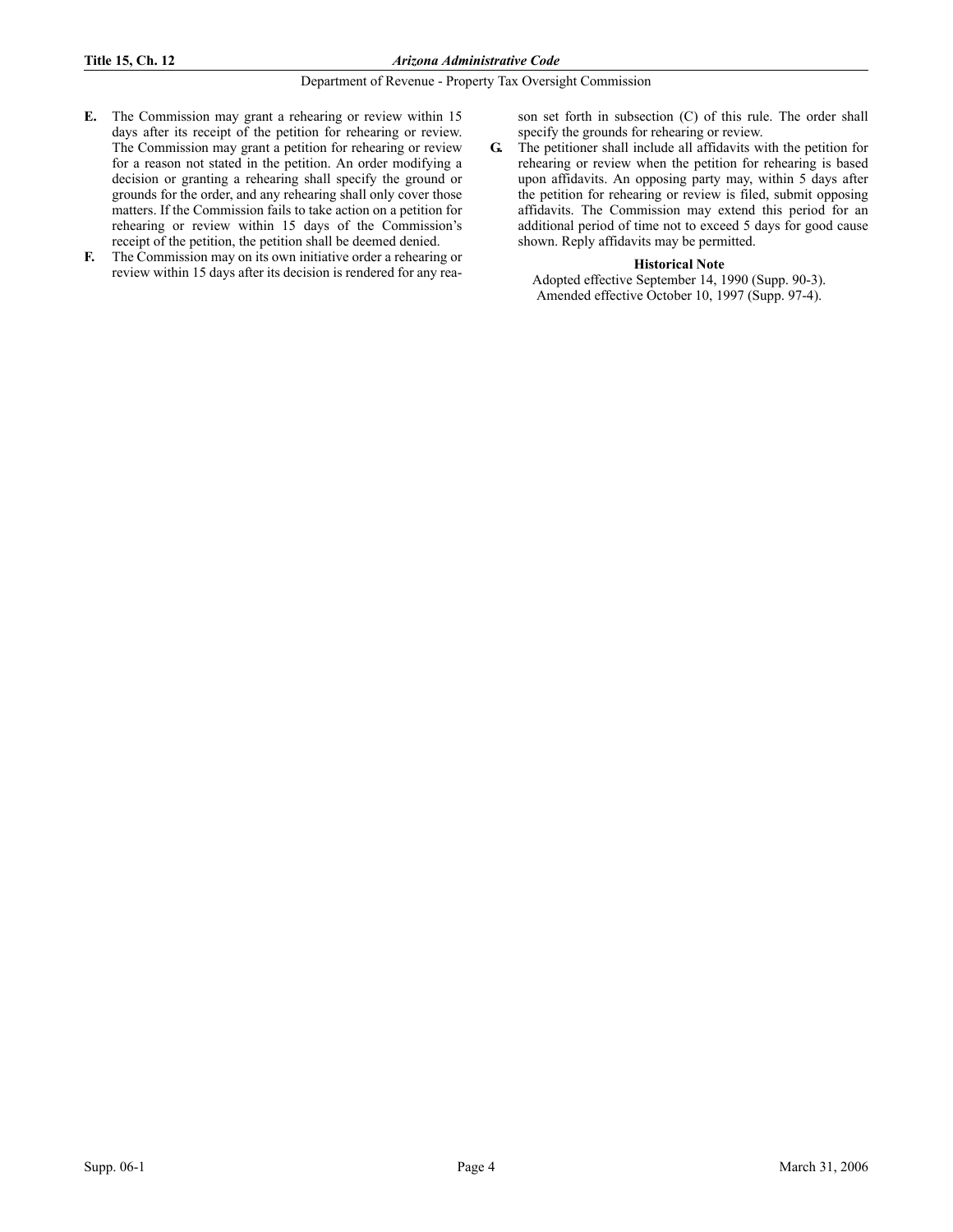**E.** The Commission may grant a rehearing or review within 15 days after its receipt of the petition for rehearing or review. The Commission may grant a petition for rehearing or review for a reason not stated in the petition. An order modifying a decision or granting a rehearing shall specify the ground or grounds for the order, and any rehearing shall only cover those matters. If the Commission fails to take action on a petition for rehearing or review within 15 days of the Commission's receipt of the petition, the petition shall be deemed denied.

**F.** The Commission may on its own initiative order a rehearing or review within 15 days after its decision is rendered for any reason set forth in subsection (C) of this rule. The order shall specify the grounds for rehearing or review.

**G.** The petitioner shall include all affidavits with the petition for rehearing or review when the petition for rehearing is based upon affidavits. An opposing party may, within 5 days after the petition for rehearing or review is filed, submit opposing affidavits. The Commission may extend this period for an additional period of time not to exceed 5 days for good cause shown. Reply affidavits may be permitted.

**Historical Note**

Adopted effective September 14, 1990 (Supp. 90-3). Amended effective October 10, 1997 (Supp. 97-4).